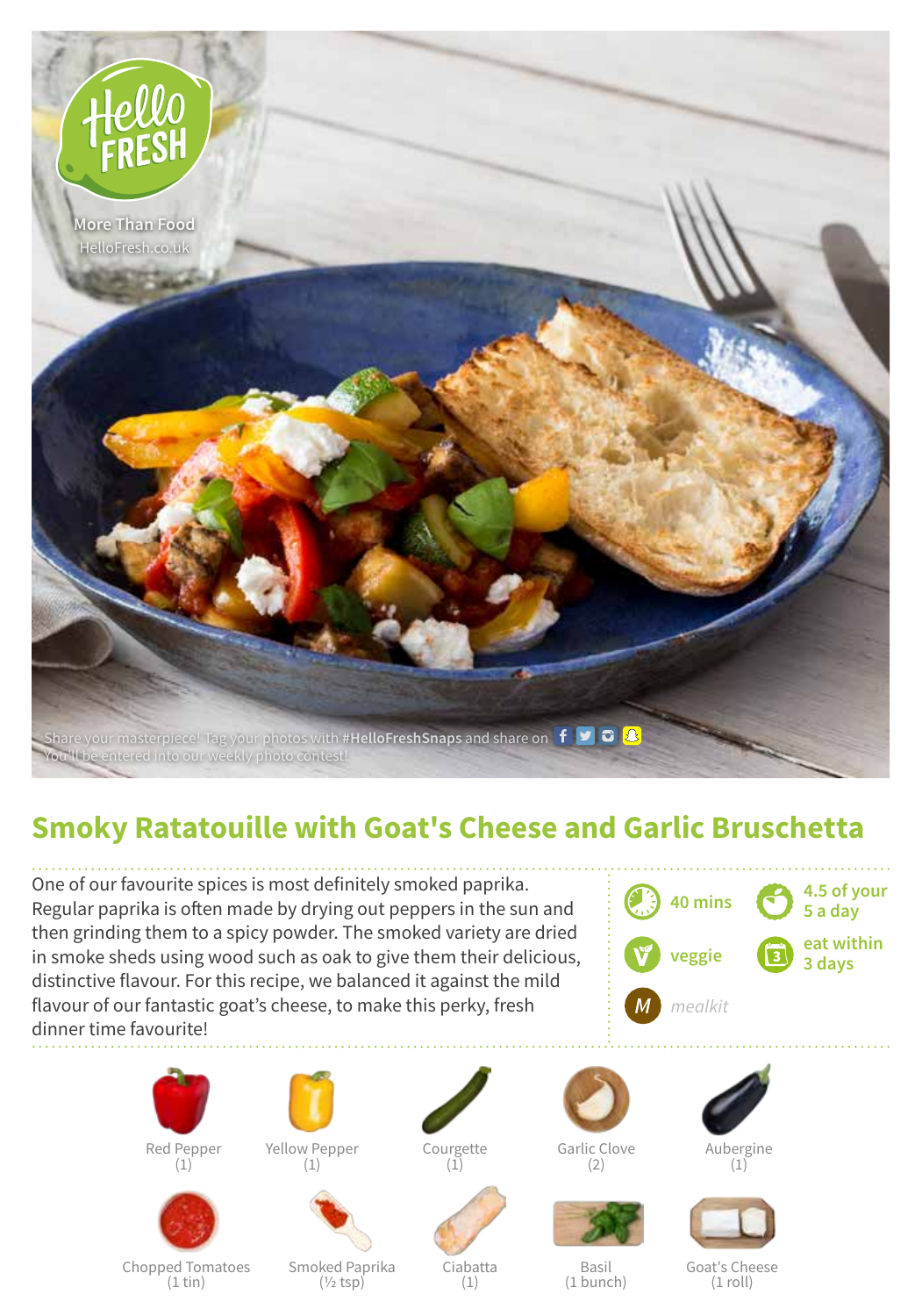HelloFRESH

More Than Food
HelloFresh.co.uk

Share your masterpiece! Tag your photos with **#HelloFreshSnaps** and share on
You'll be entered into our weekly photo contest!

# Smoky Ratatouille with Goat's Cheese and Garlic Bruschetta

One of our favourite spices is most definitely smoked paprika. Regular paprika is often made by drying out peppers in the sun and then grinding them to a spicy powder. The smoked variety are dried in smoke sheds using wood such as oak to give them their delicious, distinctive flavour. For this recipe, we balanced it against the mild flavour of our fantastic goat's cheese, to make this perky, fresh dinner time favourite!

- 40 mins
- 4.5 of your 5 a day
- veggie
- eat within 3 days
- *mealkit*

| | | | | |
|---|---|---|---|---|
| Red Pepper (1) | Yellow Pepper (1) | Courgette (1) | Garlic Clove (2) | Aubergine (1) |
| Chopped Tomatoes (1 tin) | Smoked Paprika (½ tsp) | Ciabatta (1) | Basil (1 bunch) | Goat's Cheese (1 roll) |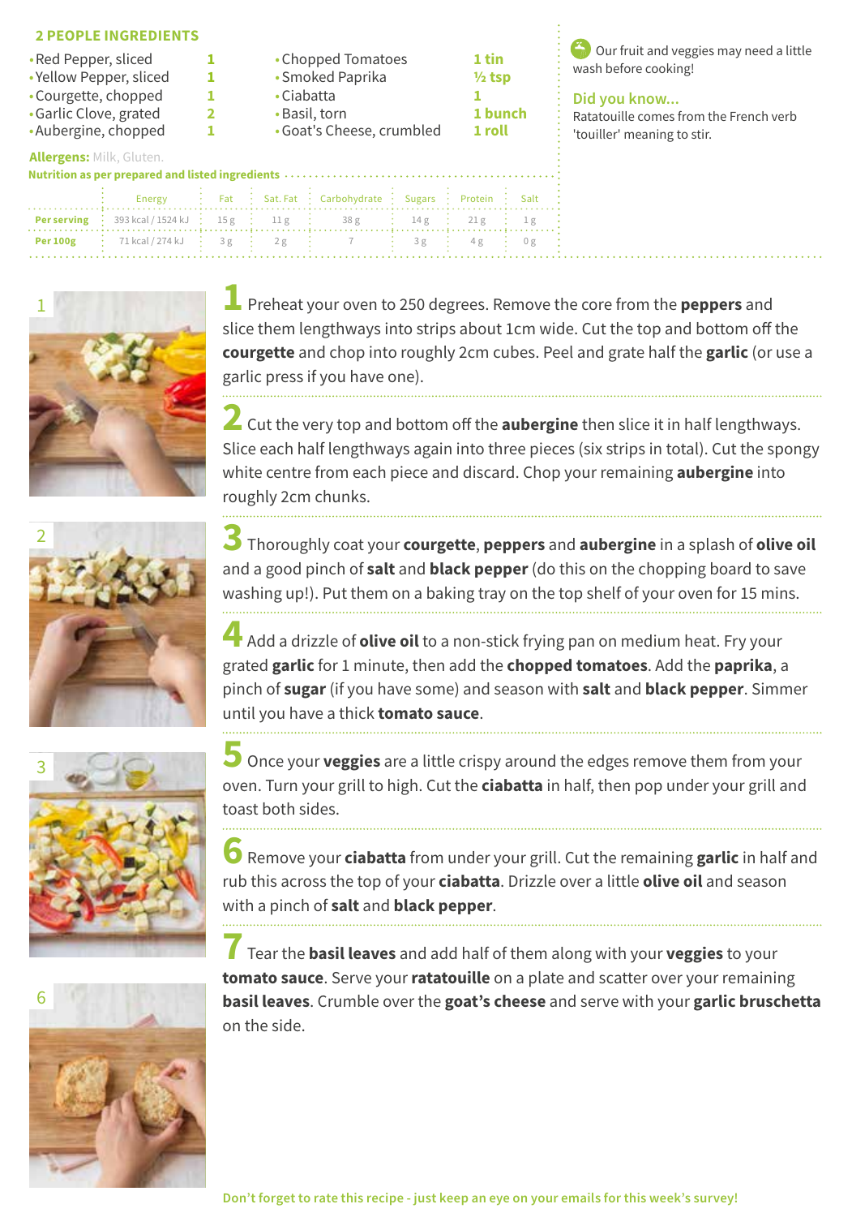## 2 PEOPLE INGREDIENTS

| | | | |
|---|---|---|---|
| • Red Pepper, sliced | 1 | • Chopped Tomatoes | 1 tin |
| • Yellow Pepper, sliced | 1 | • Smoked Paprika | ½ tsp |
| • Courgette, chopped | 1 | • Ciabatta | 1 |
| • Garlic Clove, grated | 2 | • Basil, torn | 1 bunch |
| • Aubergine, chopped | 1 | • Goat's Cheese, crumbled | 1 roll |

Our fruit and veggies may need a little wash before cooking!

**Did you know...**

Ratatouille comes from the French verb 'touiller' meaning to stir.

**Allergens:** Milk, Gluten.

**Nutrition as per prepared and listed ingredients**

| | Energy | Fat | Sat. Fat | Carbohydrate | Sugars | Protein | Salt |
|---|---|---|---|---|---|---|---|
| **Per serving** | 393 kcal / 1524 kJ | 15 g | 11 g | 38 g | 14 g | 21 g | 1 g |
| **Per 100g** | 71 kcal / 274 kJ | 3 g | 2 g | 7 | 3 g | 4 g | 0 g |

**1** Preheat your oven to 250 degrees. Remove the core from the **peppers** and slice them lengthways into strips about 1cm wide. Cut the top and bottom off the **courgette** and chop into roughly 2cm cubes. Peel and grate half the **garlic** (or use a garlic press if you have one).

**2** Cut the very top and bottom off the **aubergine** then slice it in half lengthways. Slice each half lengthways again into three pieces (six strips in total). Cut the spongy white centre from each piece and discard. Chop your remaining **aubergine** into roughly 2cm chunks.

**3** Thoroughly coat your **courgette**, **peppers** and **aubergine** in a splash of **olive oil** and a good pinch of **salt** and **black pepper** (do this on the chopping board to save washing up!). Put them on a baking tray on the top shelf of your oven for 15 mins.

**4** Add a drizzle of **olive oil** to a non-stick frying pan on medium heat. Fry your grated **garlic** for 1 minute, then add the **chopped tomatoes**. Add the **paprika**, a pinch of **sugar** (if you have some) and season with **salt** and **black pepper**. Simmer until you have a thick **tomato sauce**.

**5** Once your **veggies** are a little crispy around the edges remove them from your oven. Turn your grill to high. Cut the **ciabatta** in half, then pop under your grill and toast both sides.

**6** Remove your **ciabatta** from under your grill. Cut the remaining **garlic** in half and rub this across the top of your **ciabatta**. Drizzle over a little **olive oil** and season with a pinch of **salt** and **black pepper**.

**7** Tear the **basil leaves** and add half of them along with your **veggies** to your **tomato sauce**. Serve your **ratatouille** on a plate and scatter over your remaining **basil leaves**. Crumble over the **goat's cheese** and serve with your **garlic bruschetta** on the side.

Don't forget to rate this recipe - just keep an eye on your emails for this week's survey!